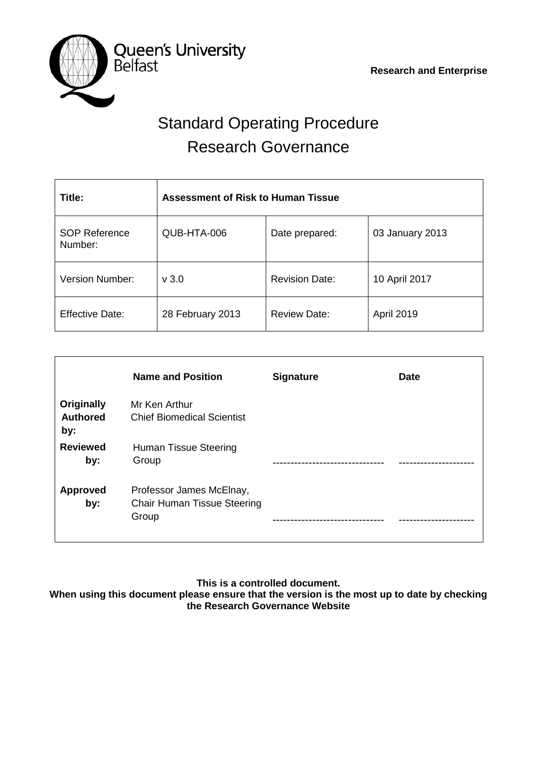Queen's University Belfast

**Research and Enterprise**

# Standard Operating Procedure
# Research Governance

| **Title:** | **Assessment of Risk to Human Tissue** | | |
|---|---|---|---|
| SOP Reference Number: | QUB-HTA-006 | Date prepared: | 03 January 2013 |
| Version Number: | v 3.0 | Revision Date: | 10 April 2017 |
| Effective Date: | 28 February 2013 | Review Date: | April 2019 |

| | **Name and Position** | **Signature** | **Date** |
|---|---|---|---|
| **Originally Authored by:** | Mr Ken Arthur<br>Chief Biomedical Scientist | | |
| **Reviewed by:** | Human Tissue Steering Group | ------------------------------ | --------------------- |
| **Approved by:** | Professor James McElnay,<br>Chair Human Tissue Steering Group | ------------------------------ | --------------------- |

**This is a controlled document.**
**When using this document please ensure that the version is the most up to date by checking the Research Governance Website**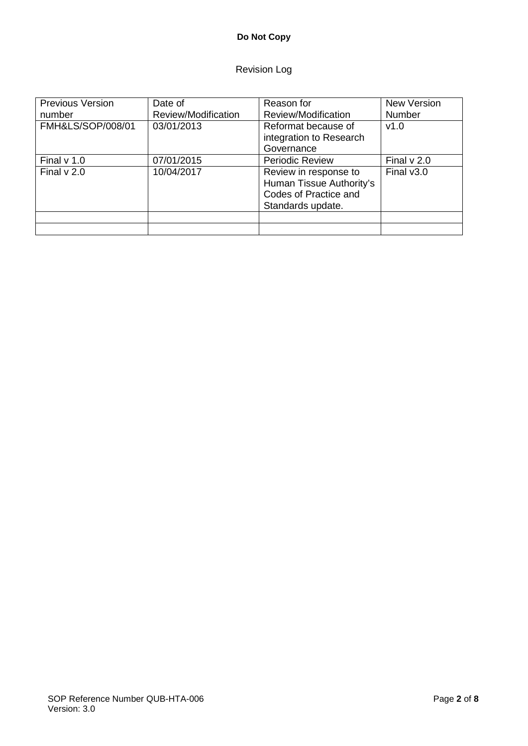# Revision Log

| Previous Version number | Date of Review/Modification | Reason for Review/Modification | New Version Number |
|---|---|---|---|
| FMH&LS/SOP/008/01 | 03/01/2013 | Reformat because of integration to Research Governance | v1.0 |
| Final v 1.0 | 07/01/2015 | Periodic Review | Final v 2.0 |
| Final v 2.0 | 10/04/2017 | Review in response to Human Tissue Authority's Codes of Practice and Standards update. | Final v3.0 |
| | | | |
| | | | |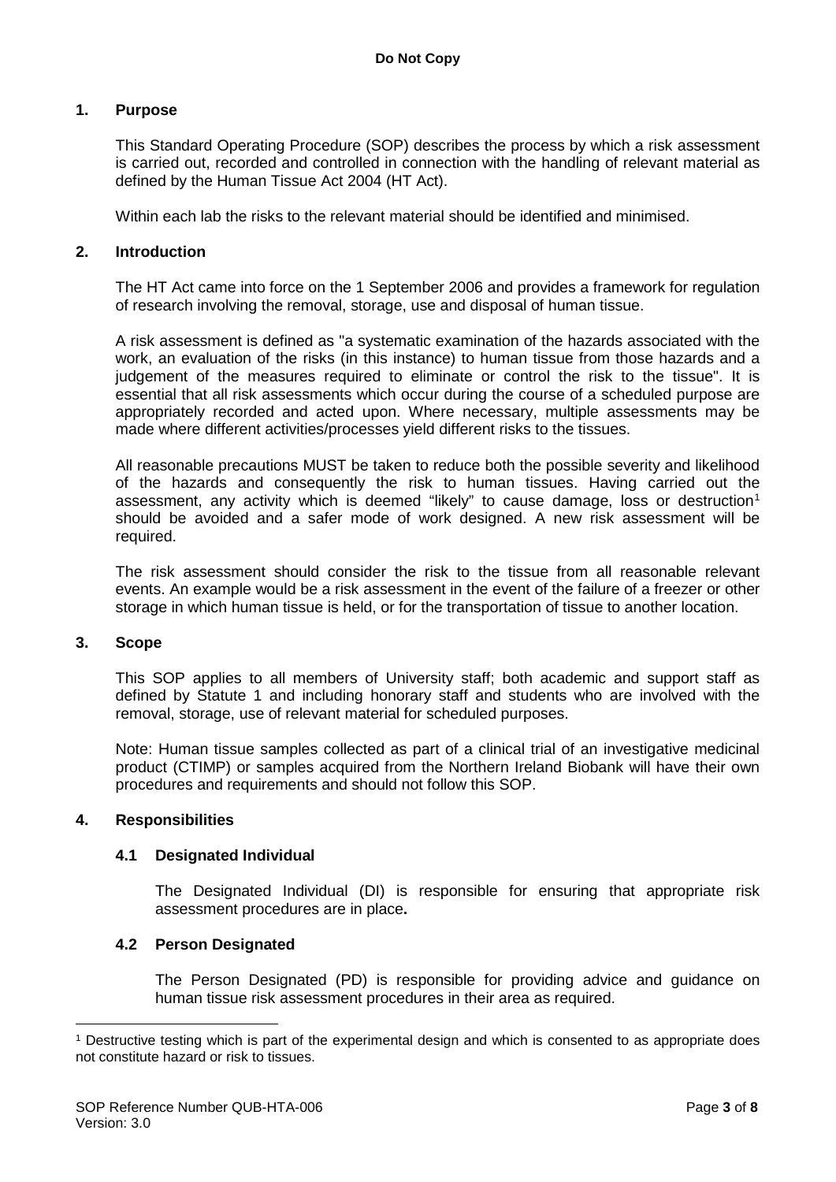## 1. Purpose

This Standard Operating Procedure (SOP) describes the process by which a risk assessment is carried out, recorded and controlled in connection with the handling of relevant material as defined by the Human Tissue Act 2004 (HT Act).

Within each lab the risks to the relevant material should be identified and minimised.

## 2. Introduction

The HT Act came into force on the 1 September 2006 and provides a framework for regulation of research involving the removal, storage, use and disposal of human tissue.

A risk assessment is defined as "a systematic examination of the hazards associated with the work, an evaluation of the risks (in this instance) to human tissue from those hazards and a judgement of the measures required to eliminate or control the risk to the tissue". It is essential that all risk assessments which occur during the course of a scheduled purpose are appropriately recorded and acted upon. Where necessary, multiple assessments may be made where different activities/processes yield different risks to the tissues.

All reasonable precautions MUST be taken to reduce both the possible severity and likelihood of the hazards and consequently the risk to human tissues. Having carried out the assessment, any activity which is deemed "likely" to cause damage, loss or destruction[1] should be avoided and a safer mode of work designed. A new risk assessment will be required.

The risk assessment should consider the risk to the tissue from all reasonable relevant events. An example would be a risk assessment in the event of the failure of a freezer or other storage in which human tissue is held, or for the transportation of tissue to another location.

## 3. Scope

This SOP applies to all members of University staff; both academic and support staff as defined by Statute 1 and including honorary staff and students who are involved with the removal, storage, use of relevant material for scheduled purposes.

Note: Human tissue samples collected as part of a clinical trial of an investigative medicinal product (CTIMP) or samples acquired from the Northern Ireland Biobank will have their own procedures and requirements and should not follow this SOP.

## 4. Responsibilities

### 4.1 Designated Individual

The Designated Individual (DI) is responsible for ensuring that appropriate risk assessment procedures are in place**.**

### 4.2 Person Designated

The Person Designated (PD) is responsible for providing advice and guidance on human tissue risk assessment procedures in their area as required.

---

[1] Destructive testing which is part of the experimental design and which is consented to as appropriate does not constitute hazard or risk to tissues.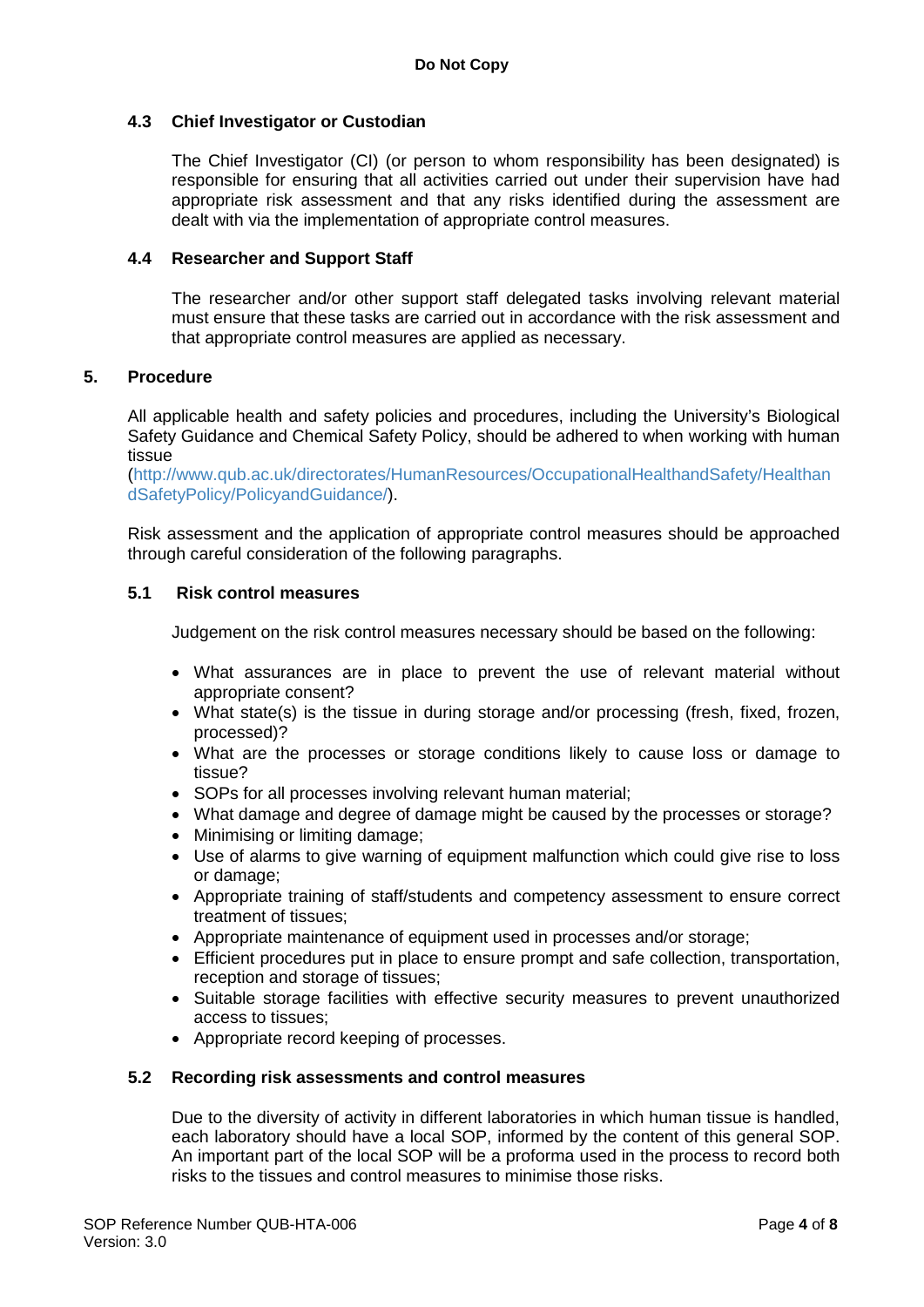### 4.3 Chief Investigator or Custodian

The Chief Investigator (CI) (or person to whom responsibility has been designated) is responsible for ensuring that all activities carried out under their supervision have had appropriate risk assessment and that any risks identified during the assessment are dealt with via the implementation of appropriate control measures.

### 4.4 Researcher and Support Staff

The researcher and/or other support staff delegated tasks involving relevant material must ensure that these tasks are carried out in accordance with the risk assessment and that appropriate control measures are applied as necessary.

## 5. Procedure

All applicable health and safety policies and procedures, including the University's Biological Safety Guidance and Chemical Safety Policy, should be adhered to when working with human tissue (http://www.qub.ac.uk/directorates/HumanResources/OccupationalHealthandSafety/HealthandSafetyPolicy/PolicyandGuidance/).

Risk assessment and the application of appropriate control measures should be approached through careful consideration of the following paragraphs.

### 5.1 Risk control measures

Judgement on the risk control measures necessary should be based on the following:

- What assurances are in place to prevent the use of relevant material without appropriate consent?
- What state(s) is the tissue in during storage and/or processing (fresh, fixed, frozen, processed)?
- What are the processes or storage conditions likely to cause loss or damage to tissue?
- SOPs for all processes involving relevant human material;
- What damage and degree of damage might be caused by the processes or storage?
- Minimising or limiting damage;
- Use of alarms to give warning of equipment malfunction which could give rise to loss or damage;
- Appropriate training of staff/students and competency assessment to ensure correct treatment of tissues;
- Appropriate maintenance of equipment used in processes and/or storage;
- Efficient procedures put in place to ensure prompt and safe collection, transportation, reception and storage of tissues;
- Suitable storage facilities with effective security measures to prevent unauthorized access to tissues;
- Appropriate record keeping of processes.

### 5.2 Recording risk assessments and control measures

Due to the diversity of activity in different laboratories in which human tissue is handled, each laboratory should have a local SOP, informed by the content of this general SOP. An important part of the local SOP will be a proforma used in the process to record both risks to the tissues and control measures to minimise those risks.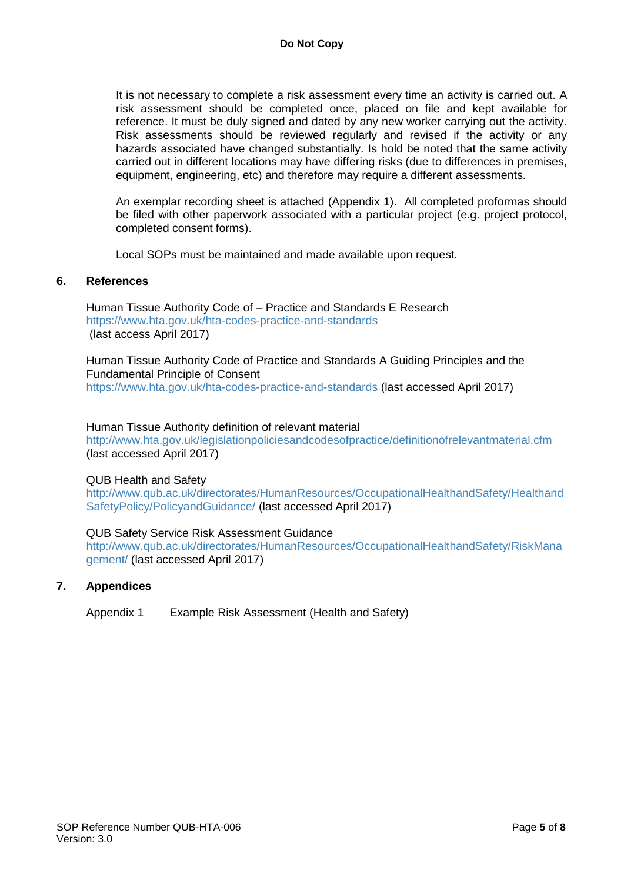It is not necessary to complete a risk assessment every time an activity is carried out. A risk assessment should be completed once, placed on file and kept available for reference. It must be duly signed and dated by any new worker carrying out the activity. Risk assessments should be reviewed regularly and revised if the activity or any hazards associated have changed substantially. Is hold be noted that the same activity carried out in different locations may have differing risks (due to differences in premises, equipment, engineering, etc) and therefore may require a different assessments.

An exemplar recording sheet is attached (Appendix 1). All completed proformas should be filed with other paperwork associated with a particular project (e.g. project protocol, completed consent forms).

Local SOPs must be maintained and made available upon request.

## 6. References

Human Tissue Authority Code of – Practice and Standards E Research
https://www.hta.gov.uk/hta-codes-practice-and-standards
(last access April 2017)

Human Tissue Authority Code of Practice and Standards A Guiding Principles and the Fundamental Principle of Consent
https://www.hta.gov.uk/hta-codes-practice-and-standards (last accessed April 2017)

Human Tissue Authority definition of relevant material
http://www.hta.gov.uk/legislationpoliciesandcodesofpractice/definitionofrelevantmaterial.cfm
(last accessed April 2017)

QUB Health and Safety
http://www.qub.ac.uk/directorates/HumanResources/OccupationalHealthandSafety/HealthandSafetyPolicy/PolicyandGuidance/ (last accessed April 2017)

QUB Safety Service Risk Assessment Guidance
http://www.qub.ac.uk/directorates/HumanResources/OccupationalHealthandSafety/RiskManagement/ (last accessed April 2017)

## 7. Appendices

Appendix 1 Example Risk Assessment (Health and Safety)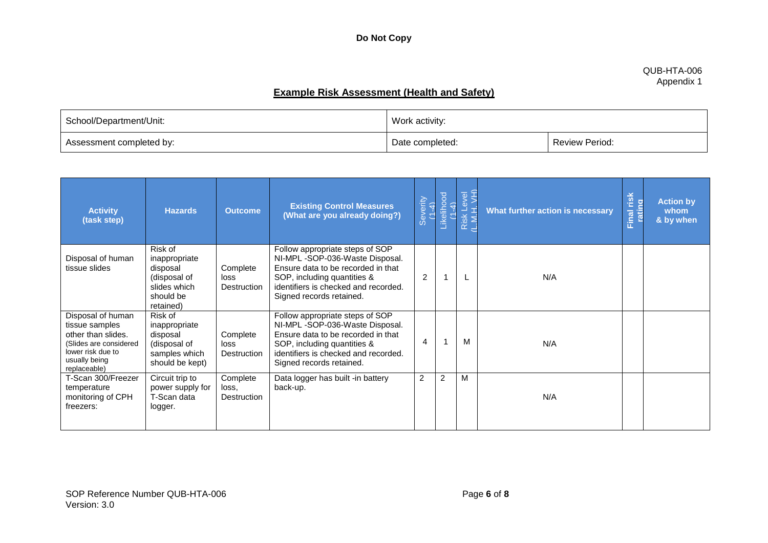**Do Not Copy**

QUB-HTA-006
Appendix 1

## Example Risk Assessment (Health and Safety)

| School/Department/Unit: | Work activity: | |
|---|---|---|
| Assessment completed by: | Date completed: | Review Period: |

| Activity (task step) | Hazards | Outcome | Existing Control Measures (What are you already doing?) | Severity (1-4) | Likelihood (1-4) | Risk Level (L,M,H, VH) | What further action is necessary | Final risk rating | Action by whom & by when |
|---|---|---|---|---|---|---|---|---|---|
| Disposal of human tissue slides | Risk of inappropriate disposal (disposal of slides which should be retained) | Complete loss Destruction | Follow appropriate steps of SOP NI-MPL -SOP-036-Waste Disposal. Ensure data to be recorded in that SOP, including quantities & identifiers is checked and recorded. Signed records retained. | 2 | 1 | L | N/A | | |
| Disposal of human tissue samples other than slides. (Slides are considered lower risk due to usually being replaceable) | Risk of inappropriate disposal (disposal of samples which should be kept) | Complete loss Destruction | Follow appropriate steps of SOP NI-MPL -SOP-036-Waste Disposal. Ensure data to be recorded in that SOP, including quantities & identifiers is checked and recorded. Signed records retained. | 4 | 1 | M | N/A | | |
| T-Scan 300/Freezer temperature monitoring of CPH freezers: | Circuit trip to power supply for T-Scan data logger. | Complete loss, Destruction | Data logger has built -in battery back-up. | 2 | 2 | M | N/A | | |

SOP Reference Number QUB-HTA-006
Version: 3.0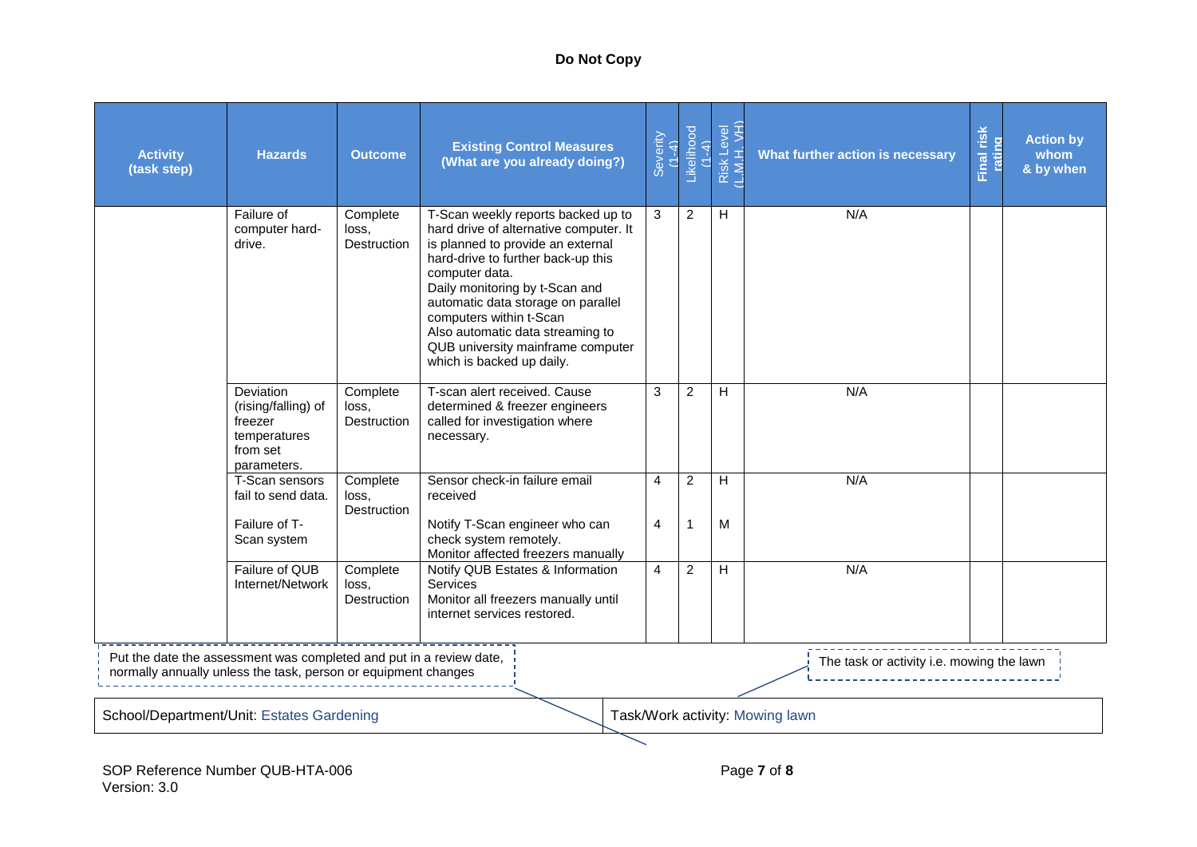**Do Not Copy**

| Activity (task step) | Hazards | Outcome | Existing Control Measures (What are you already doing?) | Severity (1-4) | Likelihood (1-4) | Risk Level (L.M.H. VH) | What further action is necessary | Final risk rating | Action by whom & by when |
|---|---|---|---|---|---|---|---|---|---|
| | Failure of computer hard-drive. | Complete loss, Destruction | T-Scan weekly reports backed up to hard drive of alternative computer. It is planned to provide an external hard-drive to further back-up this computer data.<br>Daily monitoring by t-Scan and automatic data storage on parallel computers within t-Scan<br>Also automatic data streaming to QUB university mainframe computer which is backed up daily. | 3 | 2 | H | N/A | | |
| | Deviation (rising/falling) of freezer temperatures from set parameters. | Complete loss, Destruction | T-scan alert received. Cause determined & freezer engineers called for investigation where necessary. | 3 | 2 | H | N/A | | |
| | T-Scan sensors fail to send data.<br><br>Failure of T-Scan system | Complete loss, Destruction | Sensor check-in failure email received<br><br>Notify T-Scan engineer who can check system remotely.<br>Monitor affected freezers manually | 4<br><br>4 | 2<br><br>1 | H<br><br>M | N/A | | |
| | Failure of QUB Internet/Network | Complete loss, Destruction | Notify QUB Estates & Information Services<br>Monitor all freezers manually until internet services restored. | 4 | 2 | H | N/A | | |

Put the date the assessment was completed and put in a review date, normally annually unless the task, person or equipment changes

The task or activity i.e. mowing the lawn

| School/Department/Unit: Estates Gardening | Task/Work activity: Mowing lawn |
|---|---|

SOP Reference Number QUB-HTA-006
Version: 3.0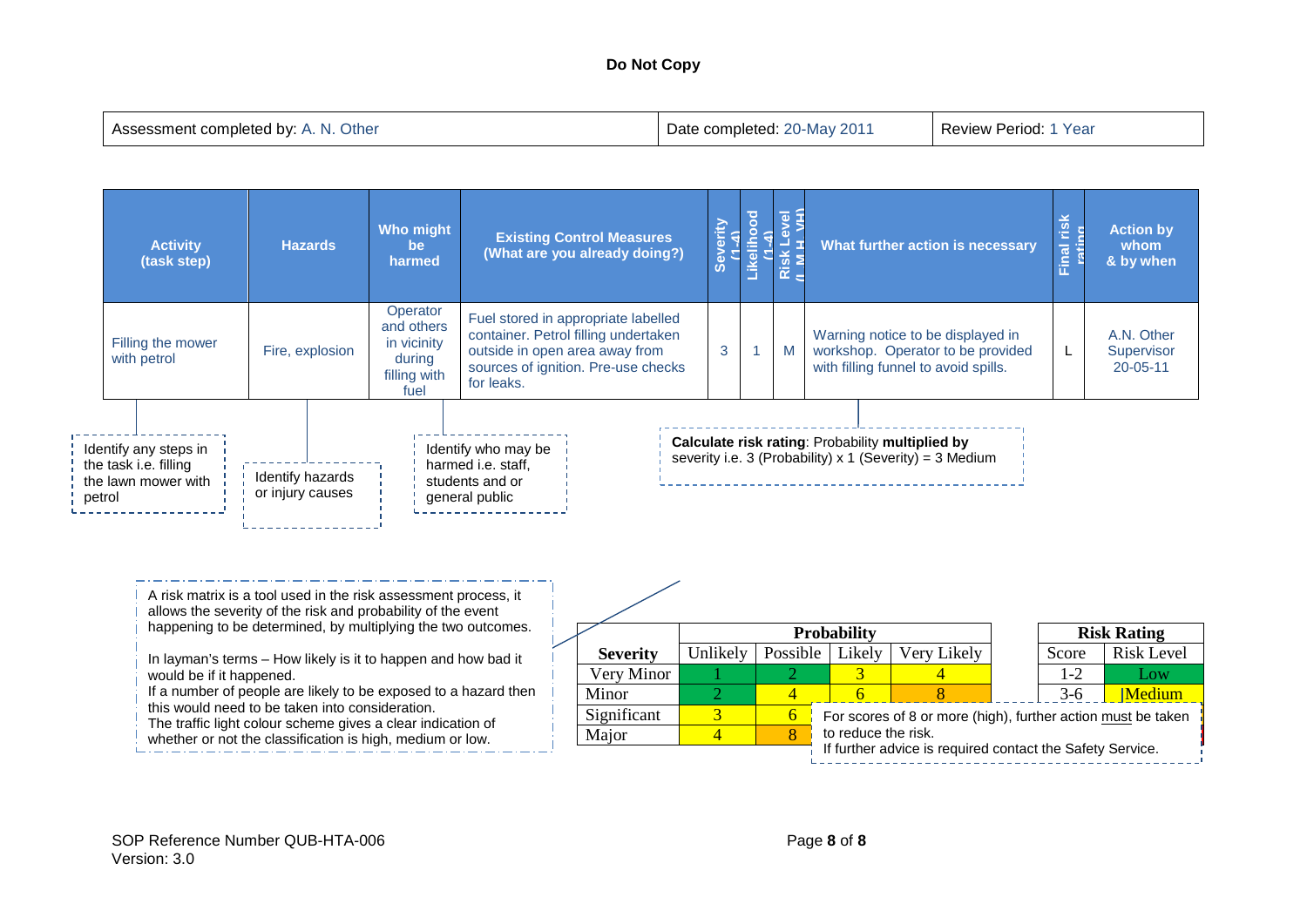**Do Not Copy**

| Assessment completed by: A. N. Other | Date completed: 20-May 2011 | Review Period: 1 Year |
|---|---|---|

| Activity (task step) | Hazards | Who might be harmed | Existing Control Measures (What are you already doing?) | Severity (1-4) | Likelihood (1-4) | Risk Level (L M H VH) | What further action is necessary | Final risk rating | Action by whom & by when |
|---|---|---|---|---|---|---|---|---|---|
| Filling the mower with petrol | Fire, explosion | Operator and others in vicinity during filling with fuel | Fuel stored in appropriate labelled container. Petrol filling undertaken outside in open area away from sources of ignition. Pre-use checks for leaks. | 3 | 1 | M | Warning notice to be displayed in workshop. Operator to be provided with filling funnel to avoid spills. | L | A.N. Other Supervisor 20-05-11 |

Identify any steps in the task i.e. filling the lawn mower with petrol

Identify hazards or injury causes

Identify who may be harmed i.e. staff, students and or general public

**Calculate risk rating**: Probability **multiplied by** severity i.e. 3 (Probability) x 1 (Severity) = 3 Medium

A risk matrix is a tool used in the risk assessment process, it allows the severity of the risk and probability of the event happening to be determined, by multiplying the two outcomes.

In layman's terms – How likely is it to happen and how bad it would be if it happened.
If a number of people are likely to be exposed to a hazard then this would need to be taken into consideration.
The traffic light colour scheme gives a clear indication of whether or not the classification is high, medium or low.

| | Probability | | | |
|---|---|---|---|---|
| **Severity** | Unlikely | Possible | Likely | Very Likely |
| Very Minor | 1 | 2 | 3 | 4 |
| Minor | 2 | 4 | 6 | 8 |
| Significant | 3 | 6 | | |
| Major | 4 | 8 | | |

| Risk Rating | |
|---|---|
| Score | Risk Level |
| 1-2 | Low |
| 3-6 | Medium |

For scores of 8 or more (high), further action must be taken to reduce the risk.
If further advice is required contact the Safety Service.

SOP Reference Number QUB-HTA-006
Version: 3.0